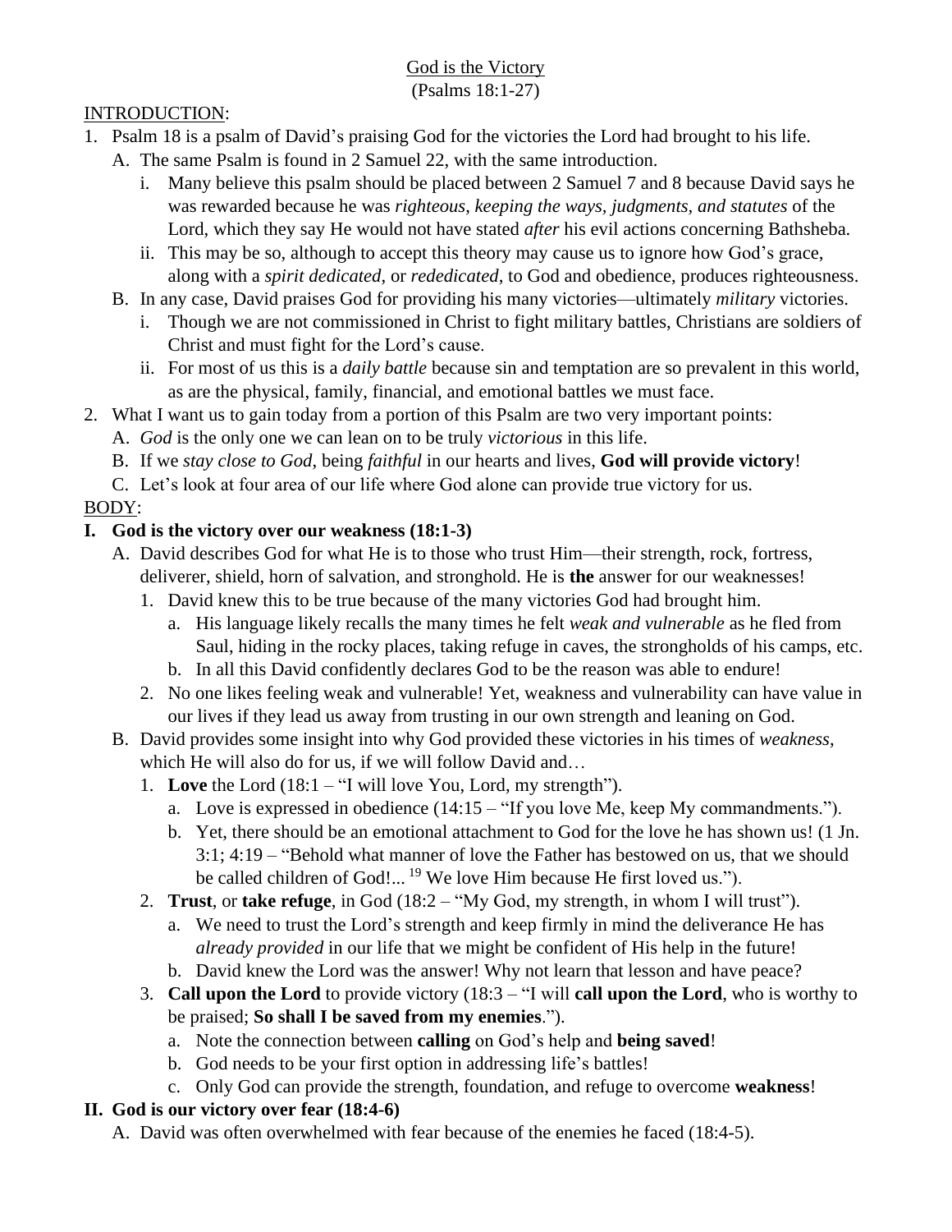<u>God is the Victory</u>
(Psalms 18:1-27)

<u>INTRODUCTION</u>:

1. Psalm 18 is a psalm of David's praising God for the victories the Lord had brought to his life.
   A. The same Psalm is found in 2 Samuel 22, with the same introduction.
      i. Many believe this psalm should be placed between 2 Samuel 7 and 8 because David says he was rewarded because he was *righteous*, *keeping the ways, judgments, and statutes* of the Lord, which they say He would not have stated *after* his evil actions concerning Bathsheba.
      ii. This may be so, although to accept this theory may cause us to ignore how God's grace, along with a *spirit dedicated*, or *rededicated*, to God and obedience, produces righteousness.
   B. In any case, David praises God for providing his many victories—ultimately *military* victories.
      i. Though we are not commissioned in Christ to fight military battles, Christians are soldiers of Christ and must fight for the Lord's cause.
      ii. For most of us this is a *daily battle* because sin and temptation are so prevalent in this world, as are the physical, family, financial, and emotional battles we must face.
2. What I want us to gain today from a portion of this Psalm are two very important points:
   A. *God* is the only one we can lean on to be truly *victorious* in this life.
   B. If we *stay close to God*, being *faithful* in our hearts and lives, **God will provide victory**!
   C. Let's look at four area of our life where God alone can provide true victory for us.

<u>BODY</u>:

**I. God is the victory over our weakness (18:1-3)**

A. David describes God for what He is to those who trust Him—their strength, rock, fortress, deliverer, shield, horn of salvation, and stronghold. He is **the** answer for our weaknesses!
   1. David knew this to be true because of the many victories God had brought him.
      a. His language likely recalls the many times he felt *weak and vulnerable* as he fled from Saul, hiding in the rocky places, taking refuge in caves, the strongholds of his camps, etc.
      b. In all this David confidently declares God to be the reason was able to endure!
   2. No one likes feeling weak and vulnerable! Yet, weakness and vulnerability can have value in our lives if they lead us away from trusting in our own strength and leaning on God.

B. David provides some insight into why God provided these victories in his times of *weakness*, which He will also do for us, if we will follow David and…
   1. **Love** the Lord (18:1 – "I will love You, Lord, my strength").
      a. Love is expressed in obedience (14:15 – "If you love Me, keep My commandments.").
      b. Yet, there should be an emotional attachment to God for the love he has shown us! (1 Jn. 3:1; 4:19 – "Behold what manner of love the Father has bestowed on us, that we should be called children of God!... [19] We love Him because He first loved us.").
   2. **Trust**, or **take refuge**, in God (18:2 – "My God, my strength, in whom I will trust").
      a. We need to trust the Lord's strength and keep firmly in mind the deliverance He has *already provided* in our life that we might be confident of His help in the future!
      b. David knew the Lord was the answer! Why not learn that lesson and have peace?
   3. **Call upon the Lord** to provide victory (18:3 – "I will **call upon the Lord**, who is worthy to be praised; **So shall I be saved from my enemies**.").
      a. Note the connection between **calling** on God's help and **being saved**!
      b. God needs to be your first option in addressing life's battles!
      c. Only God can provide the strength, foundation, and refuge to overcome **weakness**!

**II. God is our victory over fear (18:4-6)**

A. David was often overwhelmed with fear because of the enemies he faced (18:4-5).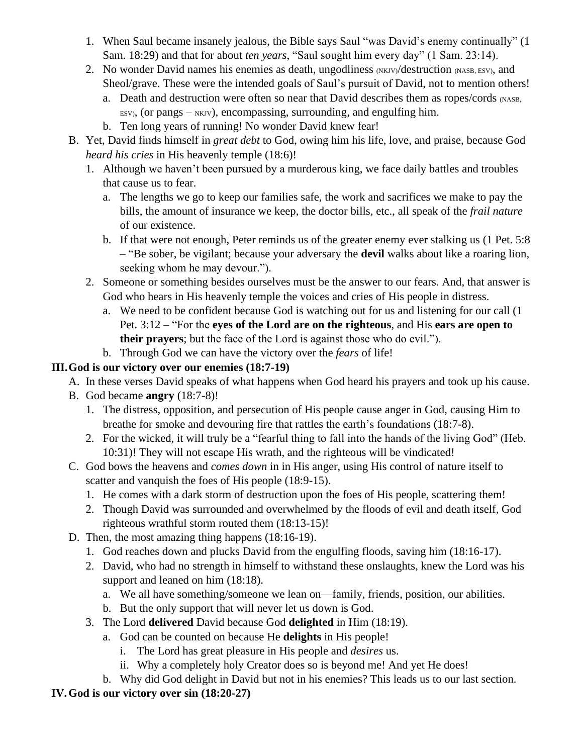1. When Saul became insanely jealous, the Bible says Saul "was David's enemy continually" (1 Sam. 18:29) and that for about *ten years*, "Saul sought him every day" (1 Sam. 23:14).
2. No wonder David names his enemies as death, ungodliness (NKJV)/destruction (NASB, ESV), and Sheol/grave. These were the intended goals of Saul's pursuit of David, not to mention others!
   a. Death and destruction were often so near that David describes them as ropes/cords (NASB, ESV), (or pangs – NKJV), encompassing, surrounding, and engulfing him.
   b. Ten long years of running! No wonder David knew fear!

B. Yet, David finds himself in *great debt* to God, owing him his life, love, and praise, because God *heard his cries* in His heavenly temple (18:6)!
1. Although we haven't been pursued by a murderous king, we face daily battles and troubles that cause us to fear.
   a. The lengths we go to keep our families safe, the work and sacrifices we make to pay the bills, the amount of insurance we keep, the doctor bills, etc., all speak of the *frail nature* of our existence.
   b. If that were not enough, Peter reminds us of the greater enemy ever stalking us (1 Pet. 5:8 – "Be sober, be vigilant; because your adversary the **devil** walks about like a roaring lion, seeking whom he may devour.").
2. Someone or something besides ourselves must be the answer to our fears. And, that answer is God who hears in His heavenly temple the voices and cries of His people in distress.
   a. We need to be confident because God is watching out for us and listening for our call (1 Pet. 3:12 – "For the **eyes of the Lord are on the righteous**, and His **ears are open to their prayers**; but the face of the Lord is against those who do evil.").
   b. Through God we can have the victory over the *fears* of life!

## III. God is our victory over our enemies (18:7-19)

A. In these verses David speaks of what happens when God heard his prayers and took up his cause.

B. God became **angry** (18:7-8)!
1. The distress, opposition, and persecution of His people cause anger in God, causing Him to breathe for smoke and devouring fire that rattles the earth's foundations (18:7-8).
2. For the wicked, it will truly be a "fearful thing to fall into the hands of the living God" (Heb. 10:31)! They will not escape His wrath, and the righteous will be vindicated!

C. God bows the heavens and *comes down* in in His anger, using His control of nature itself to scatter and vanquish the foes of His people (18:9-15).
1. He comes with a dark storm of destruction upon the foes of His people, scattering them!
2. Though David was surrounded and overwhelmed by the floods of evil and death itself, God righteous wrathful storm routed them (18:13-15)!

D. Then, the most amazing thing happens (18:16-19).
1. God reaches down and plucks David from the engulfing floods, saving him (18:16-17).
2. David, who had no strength in himself to withstand these onslaughts, knew the Lord was his support and leaned on him (18:18).
   a. We all have something/someone we lean on—family, friends, position, our abilities.
   b. But the only support that will never let us down is God.
3. The Lord **delivered** David because God **delighted** in Him (18:19).
   a. God can be counted on because He **delights** in His people!
      i. The Lord has great pleasure in His people and *desires* us.
      ii. Why a completely holy Creator does so is beyond me! And yet He does!
   b. Why did God delight in David but not in his enemies? This leads us to our last section.

## IV. God is our victory over sin (18:20-27)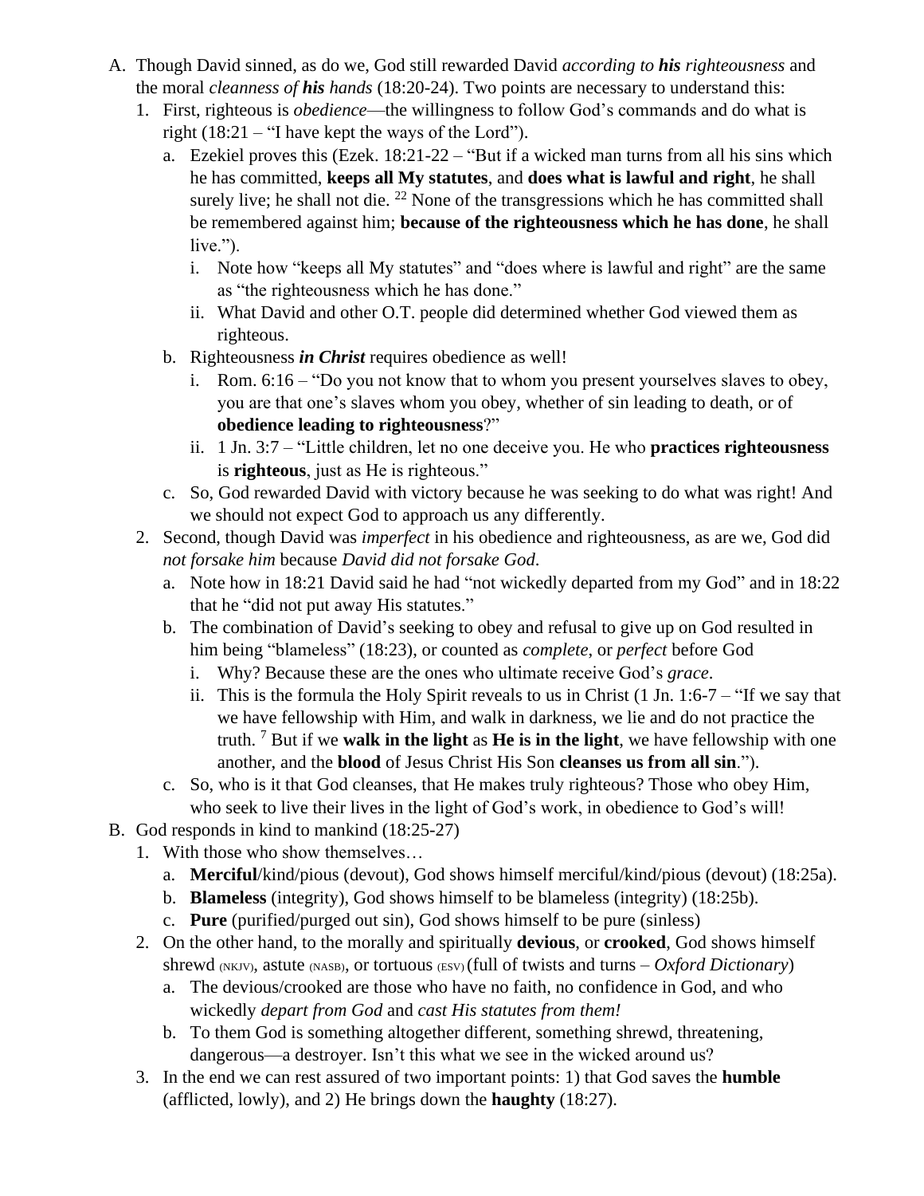A. Though David sinned, as do we, God still rewarded David *according to **his** righteousness* and the moral *cleanness of **his** hands* (18:20-24). Two points are necessary to understand this:
   1. First, righteous is *obedience*—the willingness to follow God's commands and do what is right (18:21 – "I have kept the ways of the Lord").
      a. Ezekiel proves this (Ezek. 18:21-22 – "But if a wicked man turns from all his sins which he has committed, **keeps all My statutes**, and **does what is lawful and right**, he shall surely live; he shall not die. [22] None of the transgressions which he has committed shall be remembered against him; **because of the righteousness which he has done**, he shall live.").
         i. Note how "keeps all My statutes" and "does where is lawful and right" are the same as "the righteousness which he has done."
         ii. What David and other O.T. people did determined whether God viewed them as righteous.
      b. Righteousness ***in Christ*** requires obedience as well!
         i. Rom. 6:16 – "Do you not know that to whom you present yourselves slaves to obey, you are that one's slaves whom you obey, whether of sin leading to death, or of **obedience leading to righteousness**?"
         ii. 1 Jn. 3:7 – "Little children, let no one deceive you. He who **practices righteousness** is **righteous**, just as He is righteous."
      c. So, God rewarded David with victory because he was seeking to do what was right! And we should not expect God to approach us any differently.
   2. Second, though David was *imperfect* in his obedience and righteousness, as are we, God did *not forsake him* because *David did not forsake God*.
      a. Note how in 18:21 David said he had "not wickedly departed from my God" and in 18:22 that he "did not put away His statutes."
      b. The combination of David's seeking to obey and refusal to give up on God resulted in him being "blameless" (18:23), or counted as *complete*, or *perfect* before God
         i. Why? Because these are the ones who ultimate receive God's *grace*.
         ii. This is the formula the Holy Spirit reveals to us in Christ (1 Jn. 1:6-7 – "If we say that we have fellowship with Him, and walk in darkness, we lie and do not practice the truth. [7] But if we **walk in the light** as **He is in the light**, we have fellowship with one another, and the **blood** of Jesus Christ His Son **cleanses us from all sin**.").
      c. So, who is it that God cleanses, that He makes truly righteous? Those who obey Him, who seek to live their lives in the light of God's work, in obedience to God's will!

B. God responds in kind to mankind (18:25-27)
   1. With those who show themselves…
      a. **Merciful**/kind/pious (devout), God shows himself merciful/kind/pious (devout) (18:25a).
      b. **Blameless** (integrity), God shows himself to be blameless (integrity) (18:25b).
      c. **Pure** (purified/purged out sin), God shows himself to be pure (sinless)
   2. On the other hand, to the morally and spiritually **devious**, or **crooked**, God shows himself shrewd (NKJV), astute (NASB), or tortuous (ESV) (full of twists and turns – *Oxford Dictionary*)
      a. The devious/crooked are those who have no faith, no confidence in God, and who wickedly *depart from God* and *cast His statutes from them!*
      b. To them God is something altogether different, something shrewd, threatening, dangerous—a destroyer. Isn't this what we see in the wicked around us?
   3. In the end we can rest assured of two important points: 1) that God saves the **humble** (afflicted, lowly), and 2) He brings down the **haughty** (18:27).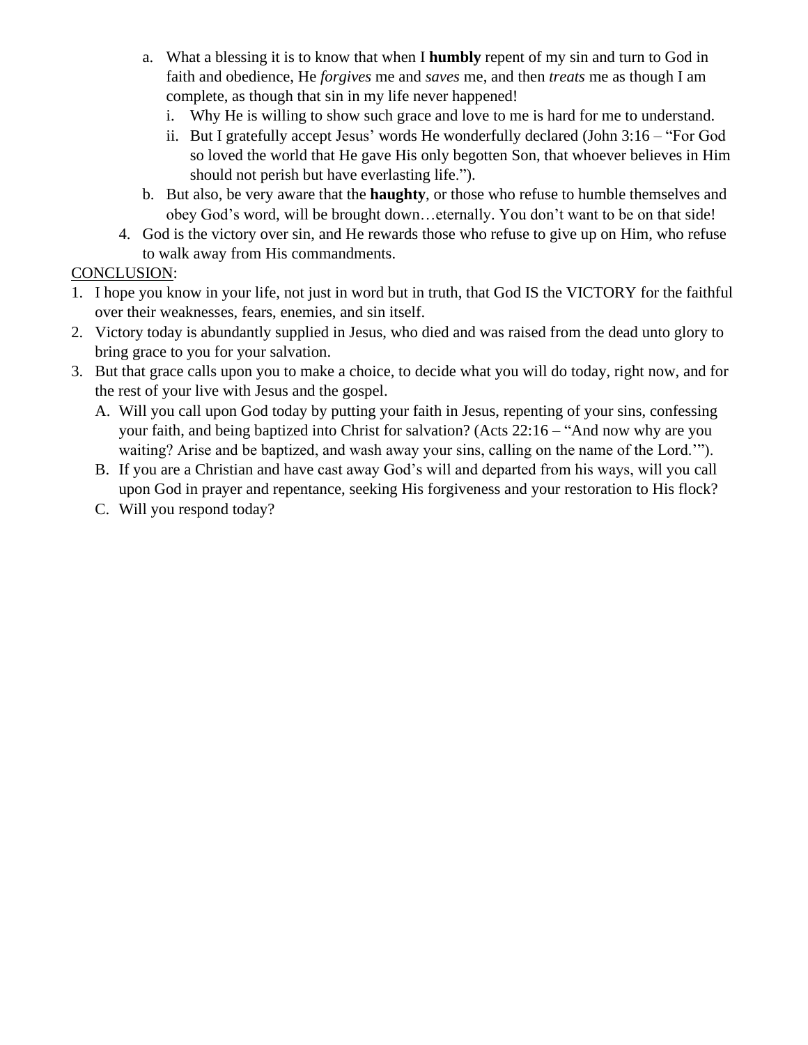a. What a blessing it is to know that when I **humbly** repent of my sin and turn to God in faith and obedience, He *forgives* me and *saves* me, and then *treats* me as though I am complete, as though that sin in my life never happened!
      i. Why He is willing to show such grace and love to me is hard for me to understand.
      ii. But I gratefully accept Jesus' words He wonderfully declared (John 3:16 – "For God so loved the world that He gave His only begotten Son, that whoever believes in Him should not perish but have everlasting life.").
   b. But also, be very aware that the **haughty**, or those who refuse to humble themselves and obey God's word, will be brought down…eternally. You don't want to be on that side!
4. God is the victory over sin, and He rewards those who refuse to give up on Him, who refuse to walk away from His commandments.

<u>CONCLUSION</u>:

1. I hope you know in your life, not just in word but in truth, that God IS the VICTORY for the faithful over their weaknesses, fears, enemies, and sin itself.
2. Victory today is abundantly supplied in Jesus, who died and was raised from the dead unto glory to bring grace to you for your salvation.
3. But that grace calls upon you to make a choice, to decide what you will do today, right now, and for the rest of your live with Jesus and the gospel.
   A. Will you call upon God today by putting your faith in Jesus, repenting of your sins, confessing your faith, and being baptized into Christ for salvation? (Acts 22:16 – "And now why are you waiting? Arise and be baptized, and wash away your sins, calling on the name of the Lord.'").
   B. If you are a Christian and have cast away God's will and departed from his ways, will you call upon God in prayer and repentance, seeking His forgiveness and your restoration to His flock?
   C. Will you respond today?